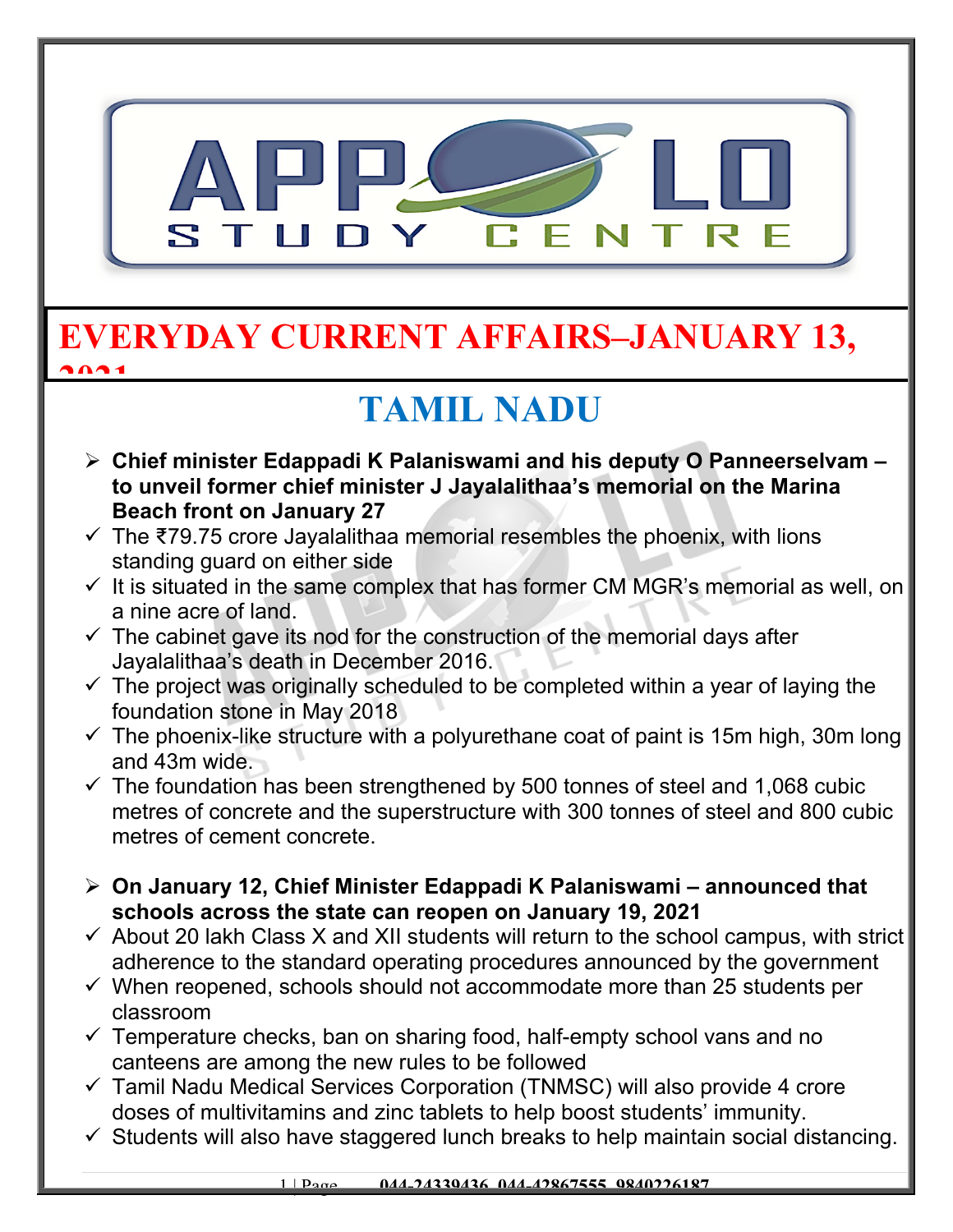# EVERYDAY CURRENT AFFAIRS–JANUARY 13, 2021

## TAMIL NADU

- **Chief minister Edappadi K Palaniswami and his deputy O Panneerselvam – to unveil former chief minister J Jayalalithaa's memorial on the Marina Beach front on January 27**
  - ✓ The ₹79.75 crore Jayalalithaa memorial resembles the phoenix, with lions standing guard on either side
  - ✓ It is situated in the same complex that has former CM MGR's memorial as well, on a nine acre of land.
  - ✓ The cabinet gave its nod for the construction of the memorial days after Jayalalithaa's death in December 2016.
  - ✓ The project was originally scheduled to be completed within a year of laying the foundation stone in May 2018
  - ✓ The phoenix-like structure with a polyurethane coat of paint is 15m high, 30m long and 43m wide.
  - ✓ The foundation has been strengthened by 500 tonnes of steel and 1,068 cubic metres of concrete and the superstructure with 300 tonnes of steel and 800 cubic metres of cement concrete.

- **On January 12, Chief Minister Edappadi K Palaniswami – announced that schools across the state can reopen on January 19, 2021**
  - ✓ About 20 lakh Class X and XII students will return to the school campus, with strict adherence to the standard operating procedures announced by the government
  - ✓ When reopened, schools should not accommodate more than 25 students per classroom
  - ✓ Temperature checks, ban on sharing food, half-empty school vans and no canteens are among the new rules to be followed
  - ✓ Tamil Nadu Medical Services Corporation (TNMSC) will also provide 4 crore doses of multivitamins and zinc tablets to help boost students' immunity.
  - ✓ Students will also have staggered lunch breaks to help maintain social distancing.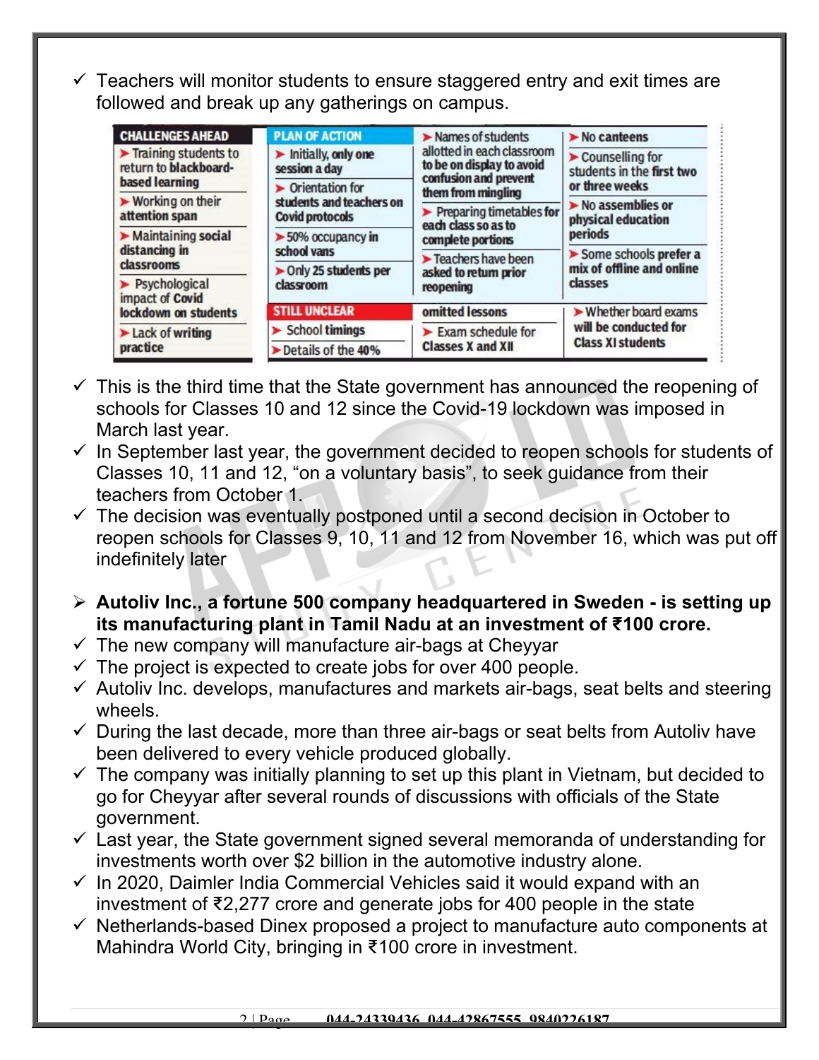- ✓ Teachers will monitor students to ensure staggered entry and exit times are followed and break up any gatherings on campus.

| CHALLENGES AHEAD | PLAN OF ACTION | | |
|---|---|---|---|
| ➤ Training students to return to blackboard-based learning | ➤ Initially, only one session a day | ➤ Names of students allotted in each classroom to be on display to avoid confusion and prevent them from mingling | ➤ No canteens |
| ➤ Working on their attention span | ➤ Orientation for students and teachers on Covid protocols | ➤ Preparing timetables for each class so as to complete portions | ➤ Counselling for students in the first two or three weeks |
| ➤ Maintaining social distancing in classrooms | ➤ 50% occupancy in school vans | ➤ Teachers have been asked to return prior reopening | ➤ No assemblies or physical education periods |
| ➤ Psychological impact of Covid lockdown on students | ➤ Only 25 students per classroom | | ➤ Some schools prefer a mix of offline and online classes |
| ➤ Lack of writing practice | **STILL UNCLEAR** | | |
| | ➤ School timings | omitted lessons | ➤ Whether board exams will be conducted for Class XI students |
| | ➤ Details of the 40% | ➤ Exam schedule for Classes X and XII | |

- ✓ This is the third time that the State government has announced the reopening of schools for Classes 10 and 12 since the Covid-19 lockdown was imposed in March last year.
- ✓ In September last year, the government decided to reopen schools for students of Classes 10, 11 and 12, "on a voluntary basis", to seek guidance from their teachers from October 1.
- ✓ The decision was eventually postponed until a second decision in October to reopen schools for Classes 9, 10, 11 and 12 from November 16, which was put off indefinitely later

- ➤ **Autoliv Inc., a fortune 500 company headquartered in Sweden - is setting up its manufacturing plant in Tamil Nadu at an investment of ₹100 crore.**
- ✓ The new company will manufacture air-bags at Cheyyar
- ✓ The project is expected to create jobs for over 400 people.
- ✓ Autoliv Inc. develops, manufactures and markets air-bags, seat belts and steering wheels.
- ✓ During the last decade, more than three air-bags or seat belts from Autoliv have been delivered to every vehicle produced globally.
- ✓ The company was initially planning to set up this plant in Vietnam, but decided to go for Cheyyar after several rounds of discussions with officials of the State government.
- ✓ Last year, the State government signed several memoranda of understanding for investments worth over $2 billion in the automotive industry alone.
- ✓ In 2020, Daimler India Commercial Vehicles said it would expand with an investment of ₹2,277 crore and generate jobs for 400 people in the state
- ✓ Netherlands-based Dinex proposed a project to manufacture auto components at Mahindra World City, bringing in ₹100 crore in investment.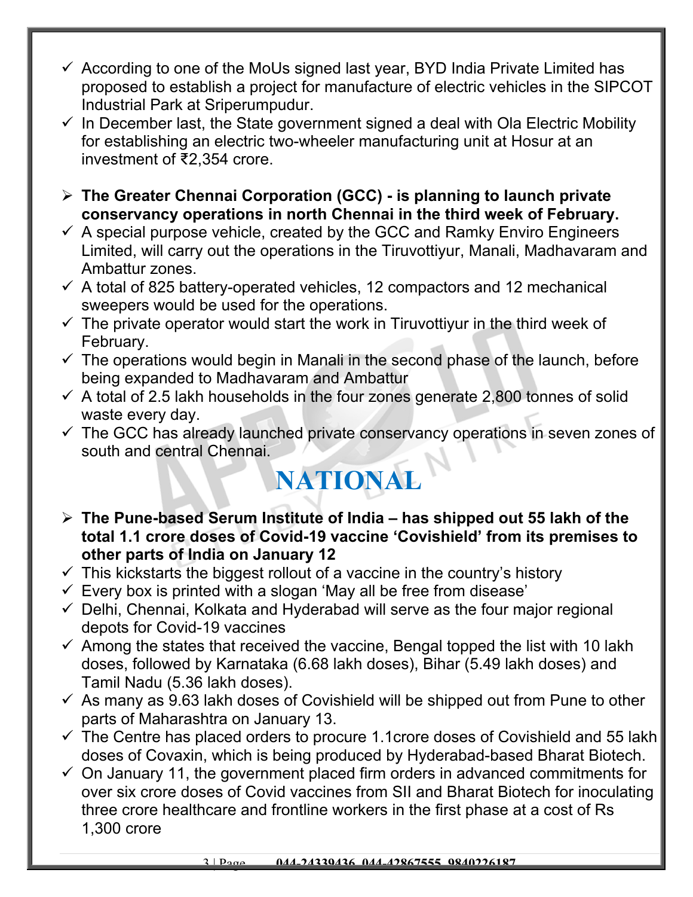- ✓ According to one of the MoUs signed last year, BYD India Private Limited has proposed to establish a project for manufacture of electric vehicles in the SIPCOT Industrial Park at Sriperumpudur.
- ✓ In December last, the State government signed a deal with Ola Electric Mobility for establishing an electric two-wheeler manufacturing unit at Hosur at an investment of ₹2,354 crore.

- ➢ **The Greater Chennai Corporation (GCC) - is planning to launch private conservancy operations in north Chennai in the third week of February.**
- ✓ A special purpose vehicle, created by the GCC and Ramky Enviro Engineers Limited, will carry out the operations in the Tiruvottiyur, Manali, Madhavaram and Ambattur zones.
- ✓ A total of 825 battery-operated vehicles, 12 compactors and 12 mechanical sweepers would be used for the operations.
- ✓ The private operator would start the work in Tiruvottiyur in the third week of February.
- ✓ The operations would begin in Manali in the second phase of the launch, before being expanded to Madhavaram and Ambattur
- ✓ A total of 2.5 lakh households in the four zones generate 2,800 tonnes of solid waste every day.
- ✓ The GCC has already launched private conservancy operations in seven zones of south and central Chennai.

# NATIONAL

- ➢ **The Pune-based Serum Institute of India – has shipped out 55 lakh of the total 1.1 crore doses of Covid-19 vaccine 'Covishield' from its premises to other parts of India on January 12**
- ✓ This kickstarts the biggest rollout of a vaccine in the country's history
- ✓ Every box is printed with a slogan 'May all be free from disease'
- ✓ Delhi, Chennai, Kolkata and Hyderabad will serve as the four major regional depots for Covid-19 vaccines
- ✓ Among the states that received the vaccine, Bengal topped the list with 10 lakh doses, followed by Karnataka (6.68 lakh doses), Bihar (5.49 lakh doses) and Tamil Nadu (5.36 lakh doses).
- ✓ As many as 9.63 lakh doses of Covishield will be shipped out from Pune to other parts of Maharashtra on January 13.
- ✓ The Centre has placed orders to procure 1.1crore doses of Covishield and 55 lakh doses of Covaxin, which is being produced by Hyderabad-based Bharat Biotech.
- ✓ On January 11, the government placed firm orders in advanced commitments for over six crore doses of Covid vaccines from SII and Bharat Biotech for inoculating three crore healthcare and frontline workers in the first phase at a cost of Rs 1,300 crore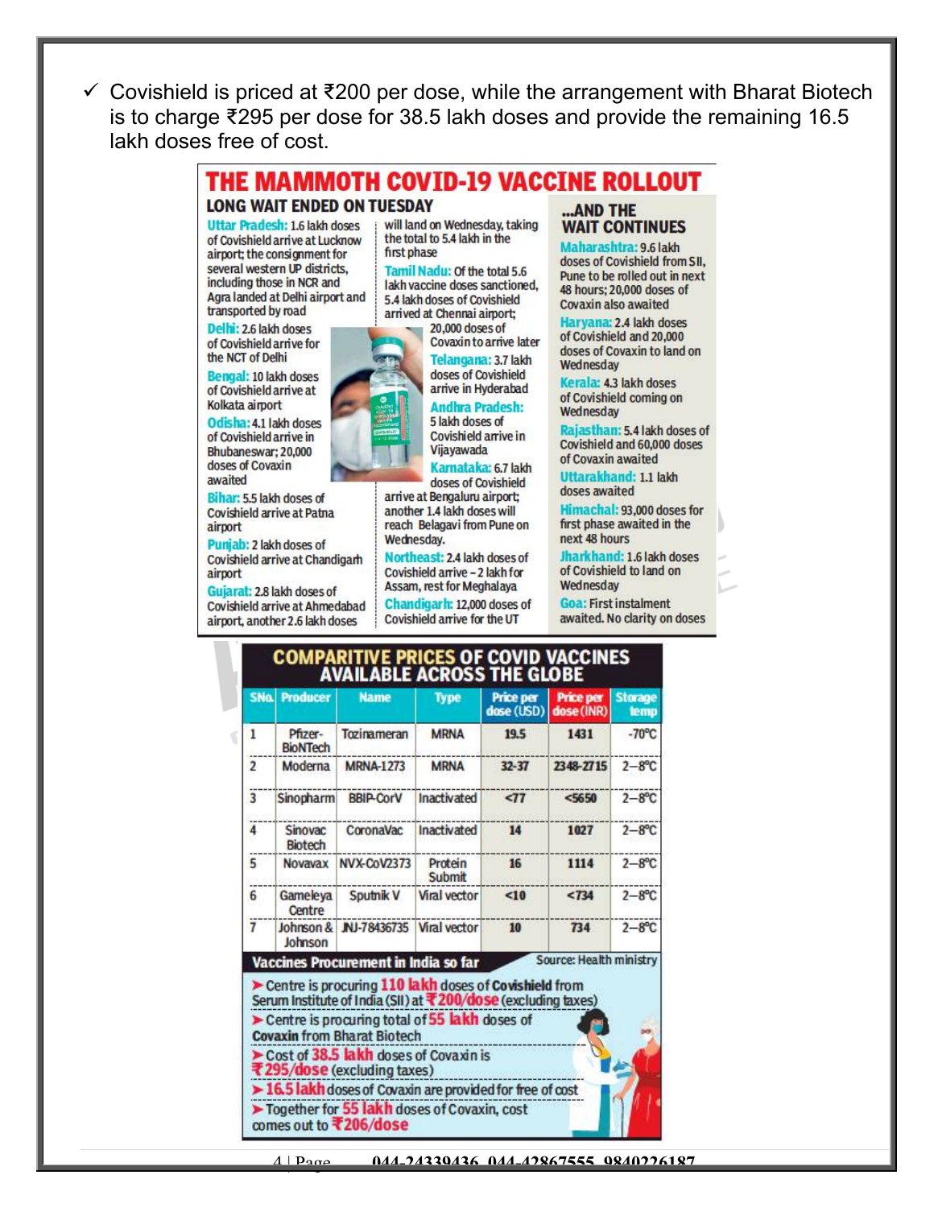- ✓ Covishield is priced at ₹200 per dose, while the arrangement with Bharat Biotech is to charge ₹295 per dose for 38.5 lakh doses and provide the remaining 16.5 lakh doses free of cost.

## THE MAMMOTH COVID-19 VACCINE ROLLOUT

### LONG WAIT ENDED ON TUESDAY

**Uttar Pradesh:** 1.6 lakh doses of Covishield arrive at Lucknow airport; the consignment for several western UP districts, including those in NCR and Agra landed at Delhi airport and transported by road

**Delhi:** 2.6 lakh doses of Covishield arrive for the NCT of Delhi

**Bengal:** 10 lakh doses of Covishield arrive at Kolkata airport

**Odisha:** 4.1 lakh doses of Covishield arrive in Bhubaneswar; 20,000 doses of Covaxin awaited

**Bihar:** 5.5 lakh doses of Covishield arrive at Patna airport

**Punjab:** 2 lakh doses of Covishield arrive at Chandigarh airport

**Gujarat:** 2.8 lakh doses of Covishield arrive at Ahmedabad airport, another 2.6 lakh doses will land on Wednesday, taking the total to 5.4 lakh in the first phase

**Tamil Nadu:** Of the total 5.6 lakh vaccine doses sanctioned, 5.4 lakh doses of Covishield arrived at Chennai airport; 20,000 doses of Covaxin to arrive later

**Telangana:** 3.7 lakh doses of Covishield arrive in Hyderabad

**Andhra Pradesh:** 5 lakh doses of Covishield arrive in Vijayawada

**Karnataka:** 6.7 lakh doses of Covishield arrive at Bengaluru airport; another 1.4 lakh doses will reach Belagavi from Pune on Wednesday.

**Northeast:** 2.4 lakh doses of Covishield arrive – 2 lakh for Assam, rest for Meghalaya

**Chandigarh:** 12,000 doses of Covishield arrive for the UT

### ...AND THE WAIT CONTINUES

**Maharashtra:** 9.6 lakh doses of Covishield from SII, Pune to be rolled out in next 48 hours; 20,000 doses of Covaxin also awaited

**Haryana:** 2.4 lakh doses of Covishield and 20,000 doses of Covaxin to land on Wednesday

**Kerala:** 4.3 lakh doses of Covishield coming on Wednesday

**Rajasthan:** 5.4 lakh doses of Covishield and 60,000 doses of Covaxin awaited

**Uttarakhand:** 1.1 lakh doses awaited

**Himachal:** 93,000 doses for first phase awaited in the next 48 hours

**Jharkhand:** 1.6 lakh doses of Covishield to land on Wednesday

**Goa:** First instalment awaited. No clarity on doses

## COMPARITIVE PRICES OF COVID VACCINES AVAILABLE ACROSS THE GLOBE

| SNo. | Producer | Name | Type | Price per dose (USD) | Price per dose (INR) | Storage temp |
|---|---|---|---|---|---|---|
| 1 | Pfizer-BioNTech | Tozinameran | MRNA | 19.5 | 1431 | -70°C |
| 2 | Moderna | MRNA-1273 | MRNA | 32-37 | 2348-2715 | 2–8°C |
| 3 | Sinopharm | BBIP-CorV | Inactivated | <77 | <5650 | 2–8°C |
| 4 | Sinovac Biotech | CoronaVac | Inactivated | 14 | 1027 | 2–8°C |
| 5 | Novavax | NVX-CoV2373 | Protein Submit | 16 | 1114 | 2–8°C |
| 6 | Gameleya Centre | Sputnik V | Viral vector | <10 | <734 | 2–8°C |
| 7 | Johnson & Johnson | JNJ-78436735 | Viral vector | 10 | 734 | 2–8°C |

### Vaccines Procurement in India so far

Source: Health ministry

- Centre is procuring **110 lakh** doses of **Covishield** from Serum Institute of India (SII) at **₹200/dose** (excluding taxes)
- Centre is procuring total of **55 lakh** doses of **Covaxin** from Bharat Biotech
- Cost of **38.5 lakh** doses of Covaxin is **₹295/dose** (excluding taxes)
- **16.5 lakh** doses of Covaxin are provided for free of cost
- Together for **55 lakh** doses of Covaxin, cost comes out to **₹206/dose**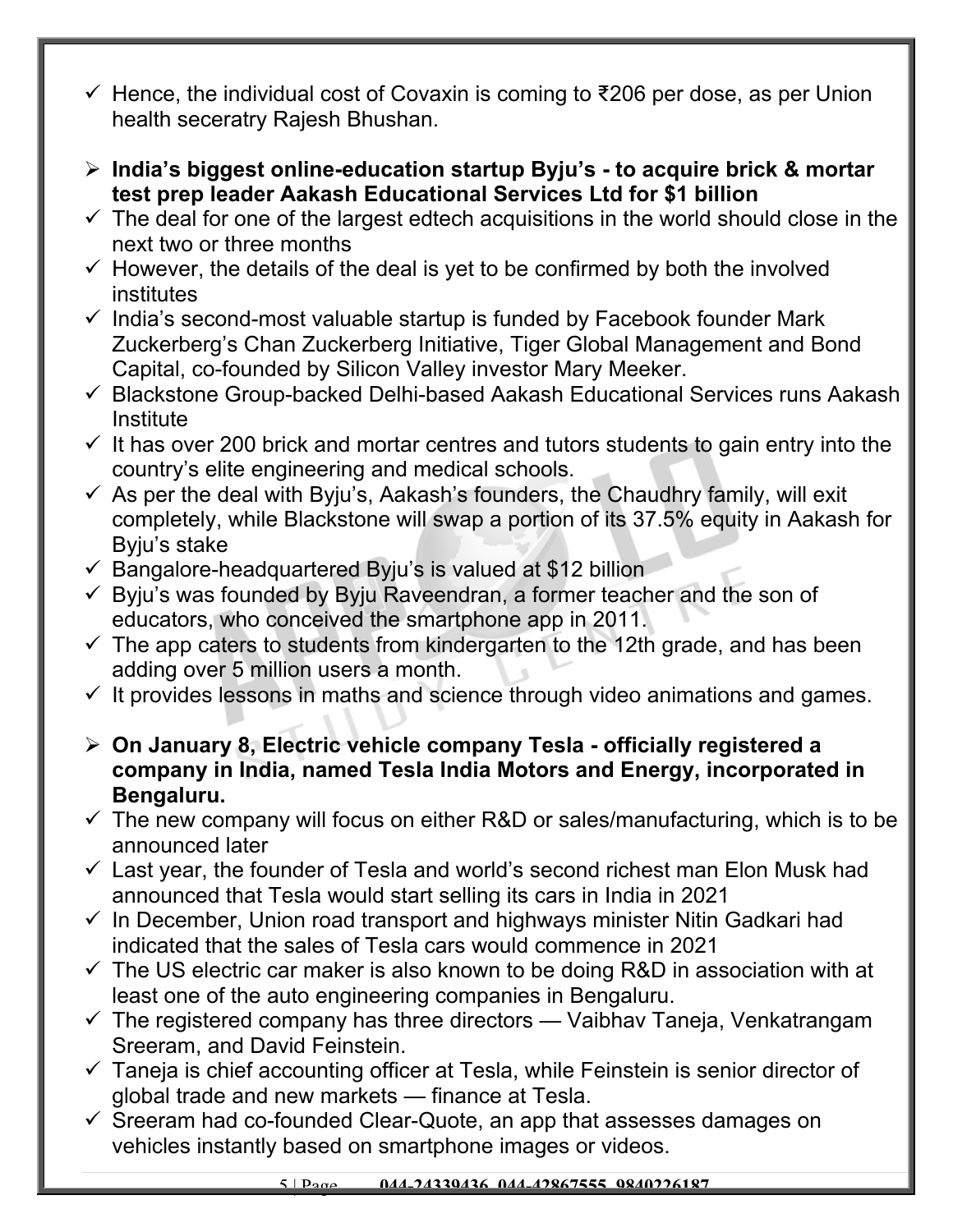- ✓ Hence, the individual cost of Covaxin is coming to ₹206 per dose, as per Union health seceratry Rajesh Bhushan.

- **India's biggest online-education startup Byju's - to acquire brick & mortar test prep leader Aakash Educational Services Ltd for $1 billion**
- ✓ The deal for one of the largest edtech acquisitions in the world should close in the next two or three months
- ✓ However, the details of the deal is yet to be confirmed by both the involved institutes
- ✓ India's second-most valuable startup is funded by Facebook founder Mark Zuckerberg's Chan Zuckerberg Initiative, Tiger Global Management and Bond Capital, co-founded by Silicon Valley investor Mary Meeker.
- ✓ Blackstone Group-backed Delhi-based Aakash Educational Services runs Aakash Institute
- ✓ It has over 200 brick and mortar centres and tutors students to gain entry into the country's elite engineering and medical schools.
- ✓ As per the deal with Byju's, Aakash's founders, the Chaudhry family, will exit completely, while Blackstone will swap a portion of its 37.5% equity in Aakash for Byju's stake
- ✓ Bangalore-headquartered Byju's is valued at $12 billion
- ✓ Byju's was founded by Byju Raveendran, a former teacher and the son of educators, who conceived the smartphone app in 2011.
- ✓ The app caters to students from kindergarten to the 12th grade, and has been adding over 5 million users a month.
- ✓ It provides lessons in maths and science through video animations and games.

- **On January 8, Electric vehicle company Tesla - officially registered a company in India, named Tesla India Motors and Energy, incorporated in Bengaluru.**
- ✓ The new company will focus on either R&D or sales/manufacturing, which is to be announced later
- ✓ Last year, the founder of Tesla and world's second richest man Elon Musk had announced that Tesla would start selling its cars in India in 2021
- ✓ In December, Union road transport and highways minister Nitin Gadkari had indicated that the sales of Tesla cars would commence in 2021
- ✓ The US electric car maker is also known to be doing R&D in association with at least one of the auto engineering companies in Bengaluru.
- ✓ The registered company has three directors — Vaibhav Taneja, Venkatrangam Sreeram, and David Feinstein.
- ✓ Taneja is chief accounting officer at Tesla, while Feinstein is senior director of global trade and new markets — finance at Tesla.
- ✓ Sreeram had co-founded Clear-Quote, an app that assesses damages on vehicles instantly based on smartphone images or videos.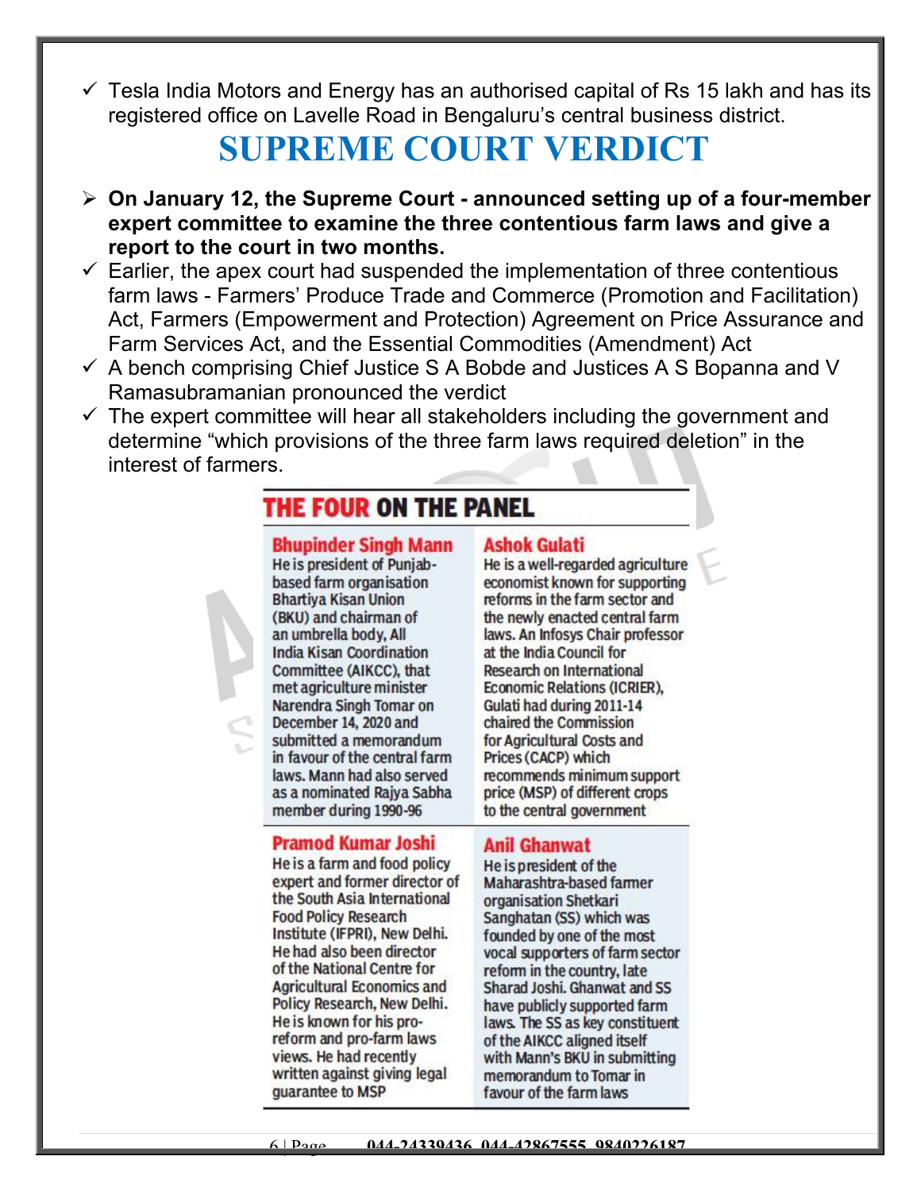- Tesla India Motors and Energy has an authorised capital of Rs 15 lakh and has its registered office on Lavelle Road in Bengaluru's central business district.

# SUPREME COURT VERDICT

- **On January 12, the Supreme Court - announced setting up of a four-member expert committee to examine the three contentious farm laws and give a report to the court in two months.**
- Earlier, the apex court had suspended the implementation of three contentious farm laws - Farmers' Produce Trade and Commerce (Promotion and Facilitation) Act, Farmers (Empowerment and Protection) Agreement on Price Assurance and Farm Services Act, and the Essential Commodities (Amendment) Act
- A bench comprising Chief Justice S A Bobde and Justices A S Bopanna and V Ramasubramanian pronounced the verdict
- The expert committee will hear all stakeholders including the government and determine "which provisions of the three farm laws required deletion" in the interest of farmers.

## THE FOUR ON THE PANEL

**Bhupinder Singh Mann**
He is president of Punjab-based farm organisation Bhartiya Kisan Union (BKU) and chairman of an umbrella body, All India Kisan Coordination Committee (AIKCC), that met agriculture minister Narendra Singh Tomar on December 14, 2020 and submitted a memorandum in favour of the central farm laws. Mann had also served as a nominated Rajya Sabha member during 1990-96

**Ashok Gulati**
He is a well-regarded agriculture economist known for supporting reforms in the farm sector and the newly enacted central farm laws. An Infosys Chair professor at the India Council for Research on International Economic Relations (ICRIER), Gulati had during 2011-14 chaired the Commission for Agricultural Costs and Prices (CACP) which recommends minimum support price (MSP) of different crops to the central government

**Pramod Kumar Joshi**
He is a farm and food policy expert and former director of the South Asia International Food Policy Research Institute (IFPRI), New Delhi. He had also been director of the National Centre for Agricultural Economics and Policy Research, New Delhi. He is known for his pro-reform and pro-farm laws views. He had recently written against giving legal guarantee to MSP

**Anil Ghanwat**
He is president of the Maharashtra-based farmer organisation Shetkari Sanghatan (SS) which was founded by one of the most vocal supporters of farm sector reform in the country, late Sharad Joshi. Ghanwat and SS have publicly supported farm laws. The SS as key constituent of the AIKCC aligned itself with Mann's BKU in submitting memorandum to Tomar in favour of the farm laws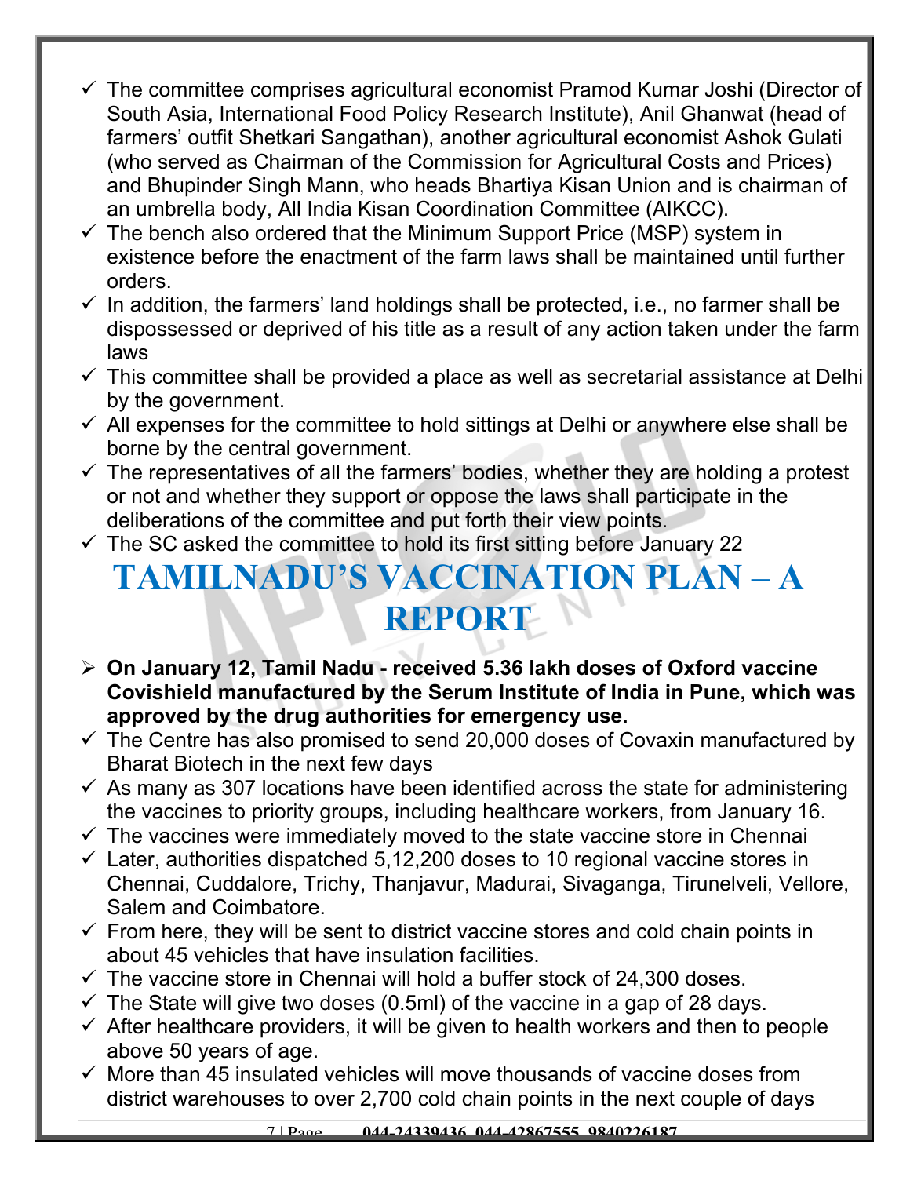- The committee comprises agricultural economist Pramod Kumar Joshi (Director of South Asia, International Food Policy Research Institute), Anil Ghanwat (head of farmers' outfit Shetkari Sangathan), another agricultural economist Ashok Gulati (who served as Chairman of the Commission for Agricultural Costs and Prices) and Bhupinder Singh Mann, who heads Bhartiya Kisan Union and is chairman of an umbrella body, All India Kisan Coordination Committee (AIKCC).
- The bench also ordered that the Minimum Support Price (MSP) system in existence before the enactment of the farm laws shall be maintained until further orders.
- In addition, the farmers' land holdings shall be protected, i.e., no farmer shall be dispossessed or deprived of his title as a result of any action taken under the farm laws
- This committee shall be provided a place as well as secretarial assistance at Delhi by the government.
- All expenses for the committee to hold sittings at Delhi or anywhere else shall be borne by the central government.
- The representatives of all the farmers' bodies, whether they are holding a protest or not and whether they support or oppose the laws shall participate in the deliberations of the committee and put forth their view points.
- The SC asked the committee to hold its first sitting before January 22

# TAMILNADU'S VACCINATION PLAN – A REPORT

- **On January 12, Tamil Nadu - received 5.36 lakh doses of Oxford vaccine Covishield manufactured by the Serum Institute of India in Pune, which was approved by the drug authorities for emergency use.**
- The Centre has also promised to send 20,000 doses of Covaxin manufactured by Bharat Biotech in the next few days
- As many as 307 locations have been identified across the state for administering the vaccines to priority groups, including healthcare workers, from January 16.
- The vaccines were immediately moved to the state vaccine store in Chennai
- Later, authorities dispatched 5,12,200 doses to 10 regional vaccine stores in Chennai, Cuddalore, Trichy, Thanjavur, Madurai, Sivaganga, Tirunelveli, Vellore, Salem and Coimbatore.
- From here, they will be sent to district vaccine stores and cold chain points in about 45 vehicles that have insulation facilities.
- The vaccine store in Chennai will hold a buffer stock of 24,300 doses.
- The State will give two doses (0.5ml) of the vaccine in a gap of 28 days.
- After healthcare providers, it will be given to health workers and then to people above 50 years of age.
- More than 45 insulated vehicles will move thousands of vaccine doses from district warehouses to over 2,700 cold chain points in the next couple of days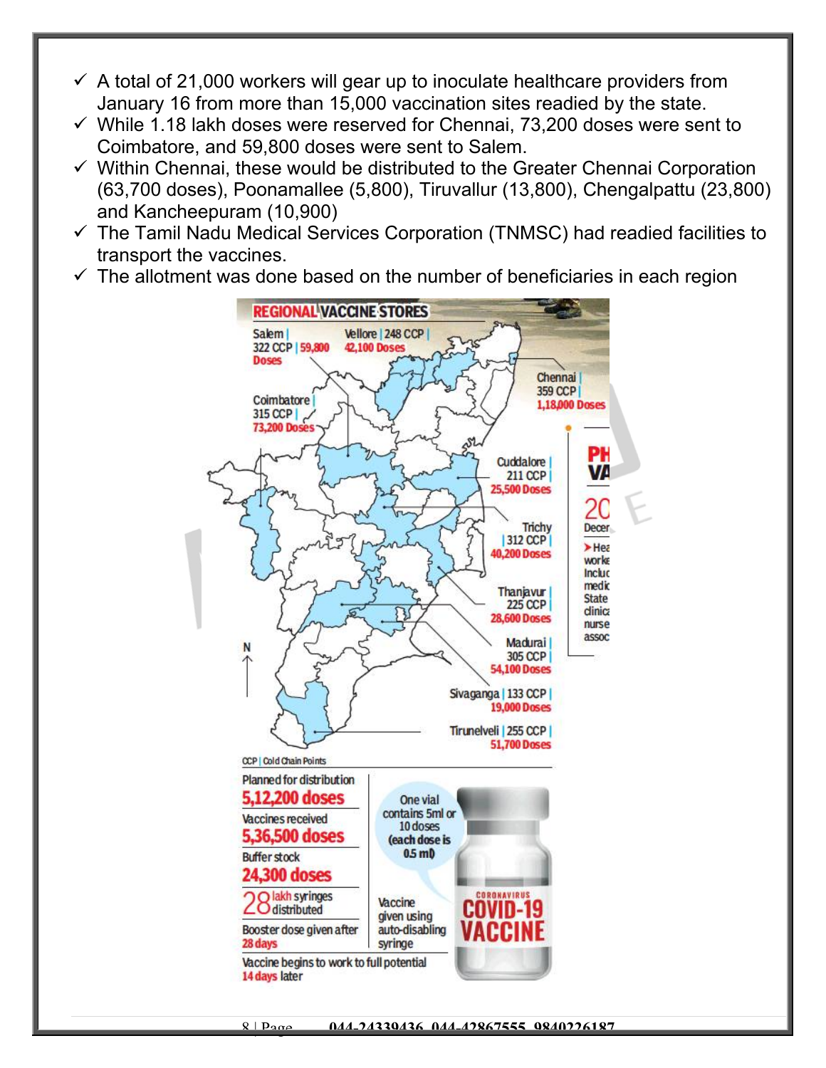- ✓ A total of 21,000 workers will gear up to inoculate healthcare providers from January 16 from more than 15,000 vaccination sites readied by the state.
- ✓ While 1.18 lakh doses were reserved for Chennai, 73,200 doses were sent to Coimbatore, and 59,800 doses were sent to Salem.
- ✓ Within Chennai, these would be distributed to the Greater Chennai Corporation (63,700 doses), Poonamallee (5,800), Tiruvallur (13,800), Chengalpattu (23,800) and Kancheepuram (10,900)
- ✓ The Tamil Nadu Medical Services Corporation (TNMSC) had readied facilities to transport the vaccines.
- ✓ The allotment was done based on the number of beneficiaries in each region

**REGIONAL VACCINE STORES**

- Salem | 322 CCP | 59,800 Doses
- Vellore | 248 CCP | 42,100 Doses
- Chennai | 359 CCP | 1,18,000 Doses
- Coimbatore | 315 CCP | 73,200 Doses
- Cuddalore | 211 CCP | 25,500 Doses
- Trichy | 312 CCP | 40,200 Doses
- Thanjavur | 225 CCP | 28,600 Doses
- Madurai | 305 CCP | 54,100 Doses
- Sivaganga | 133 CCP | 19,000 Doses
- Tirunelveli | 255 CCP | 51,700 Doses

CCP | Cold Chain Points

Planned for distribution **5,12,200 doses**

Vaccines received **5,36,500 doses**

Buffer stock **24,300 doses**

**28** lakh syringes distributed

Booster dose given after **28 days**

Vaccine begins to work to full potential **14 days** later

One vial contains 5ml or 10 doses (each dose is 0.5 ml)

Vaccine given using auto-disabling syringe

CORONAVIRUS COVID-19 VACCINE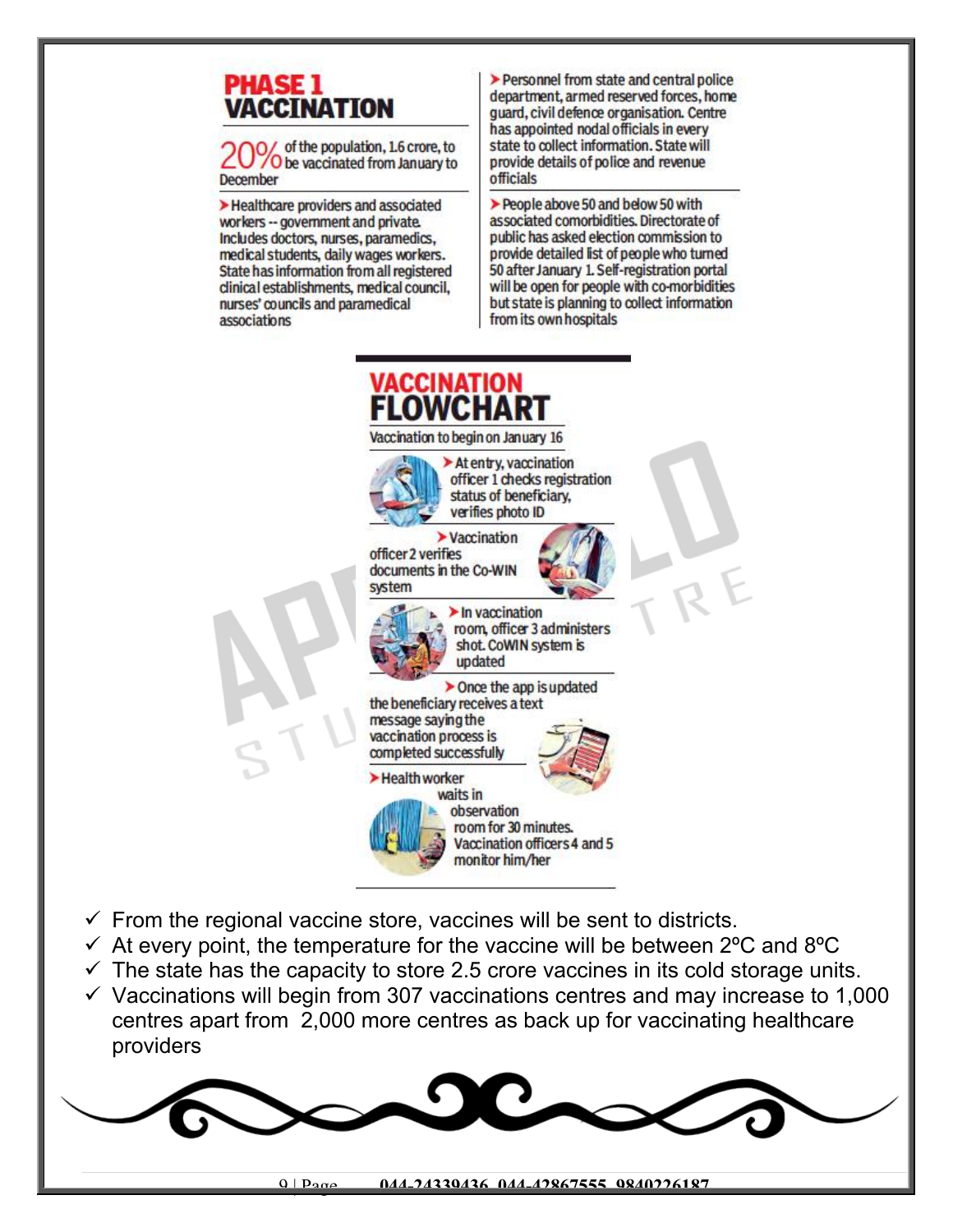## PHASE 1 VACCINATION

20% of the population, 1.6 crore, to be vaccinated from January to December

- Healthcare providers and associated workers -- government and private. Includes doctors, nurses, paramedics, medical students, daily wages workers. State has information from all registered clinical establishments, medical council, nurses' councils and paramedical associations
- Personnel from state and central police department, armed reserved forces, home guard, civil defence organisation. Centre has appointed nodal officials in every state to collect information. State will provide details of police and revenue officials
- People above 50 and below 50 with associated comorbidities. Directorate of public has asked election commission to provide detailed list of people who turned 50 after January 1. Self-registration portal will be open for people with co-morbidities but state is planning to collect information from its own hospitals

## VACCINATION FLOWCHART

Vaccination to begin on January 16

- At entry, vaccination officer 1 checks registration status of beneficiary, verifies photo ID
- Vaccination officer 2 verifies documents in the Co-WIN system
- In vaccination room, officer 3 administers shot. CoWIN system is updated
- Once the app is updated the beneficiary receives a text message saying the vaccination process is completed successfully
- Health worker waits in observation room for 30 minutes. Vaccination officers 4 and 5 monitor him/her

- ✓ From the regional vaccine store, vaccines will be sent to districts.
- ✓ At every point, the temperature for the vaccine will be between 2ºC and 8ºC
- ✓ The state has the capacity to store 2.5 crore vaccines in its cold storage units.
- ✓ Vaccinations will begin from 307 vaccinations centres and may increase to 1,000 centres apart from 2,000 more centres as back up for vaccinating healthcare providers